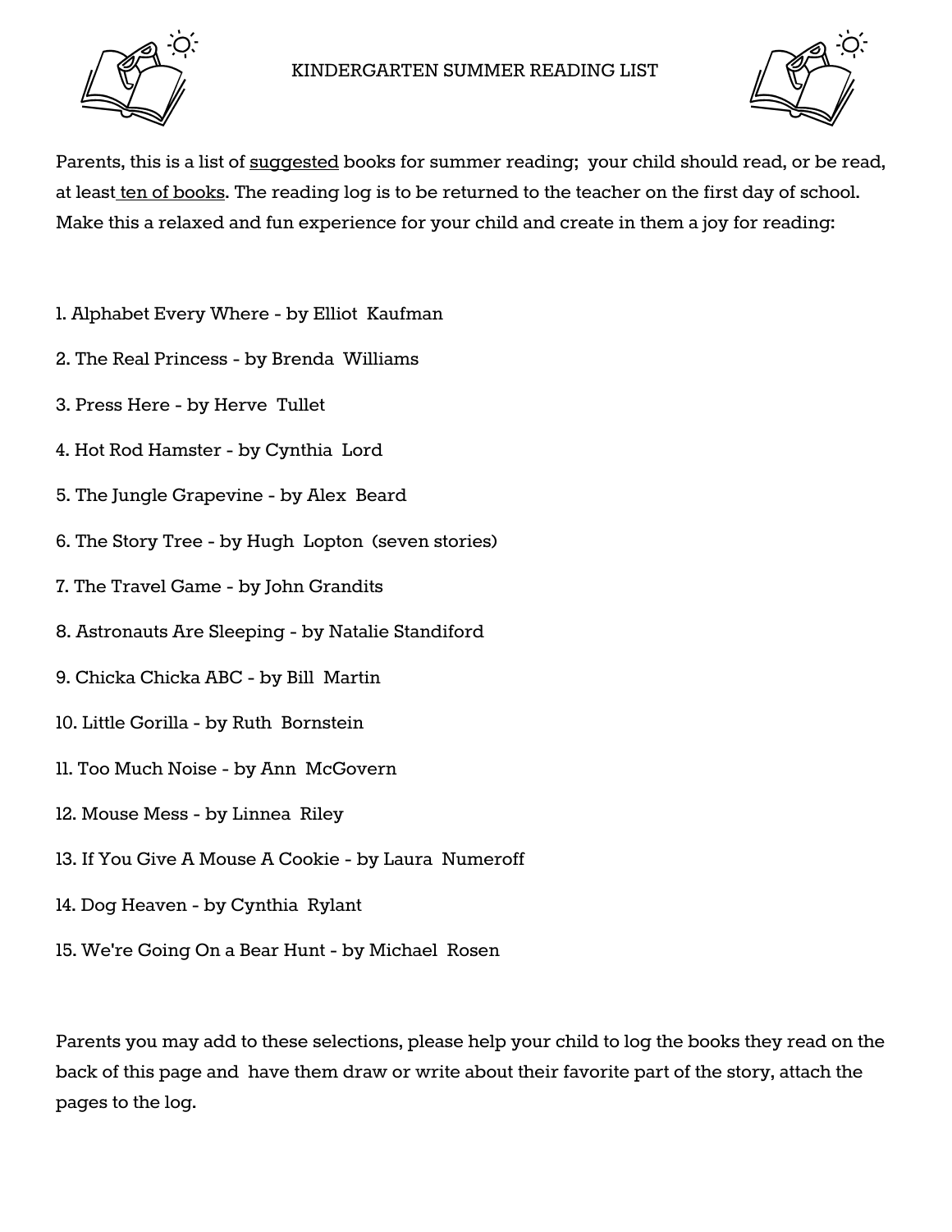# KINDERGARTEN SUMMER READING LIST

Parents, this is a list of suggested books for summer reading; your child should read, or be read, at least ten of books. The reading log is to be returned to the teacher on the first day of school. Make this a relaxed and fun experience for your child and create in them a joy for reading:

1. Alphabet Every Where - by Elliot Kaufman
2. The Real Princess - by Brenda Williams
3. Press Here - by Herve Tullet
4. Hot Rod Hamster - by Cynthia Lord
5. The Jungle Grapevine - by Alex Beard
6. The Story Tree - by Hugh Lopton (seven stories)
7. The Travel Game - by John Grandits
8. Astronauts Are Sleeping - by Natalie Standiford
9. Chicka Chicka ABC - by Bill Martin
10. Little Gorilla - by Ruth Bornstein
11. Too Much Noise - by Ann McGovern
12. Mouse Mess - by Linnea Riley
13. If You Give A Mouse A Cookie - by Laura Numeroff
14. Dog Heaven - by Cynthia Rylant
15. We're Going On a Bear Hunt - by Michael Rosen

Parents you may add to these selections, please help your child to log the books they read on the back of this page and have them draw or write about their favorite part of the story, attach the pages to the log.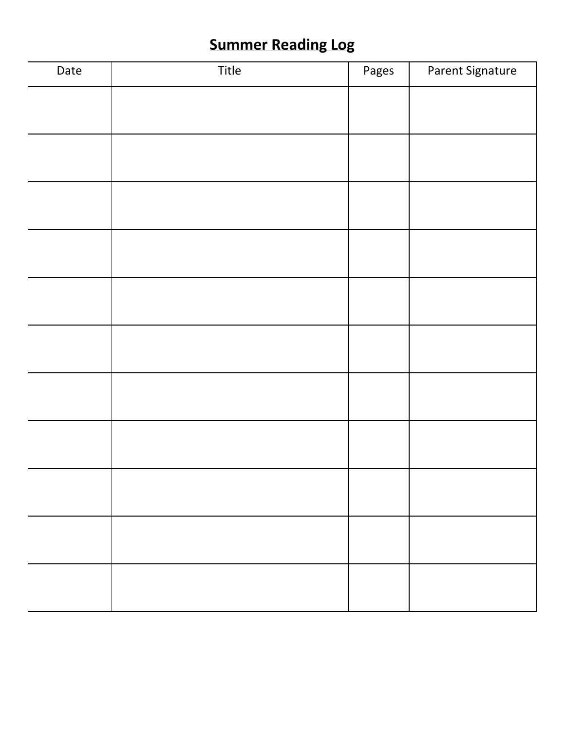# Summer Reading Log

| Date | Title | Pages | Parent Signature |
|---|---|---|---|
| | | | |
| | | | |
| | | | |
| | | | |
| | | | |
| | | | |
| | | | |
| | | | |
| | | | |
| | | | |
| | | | |